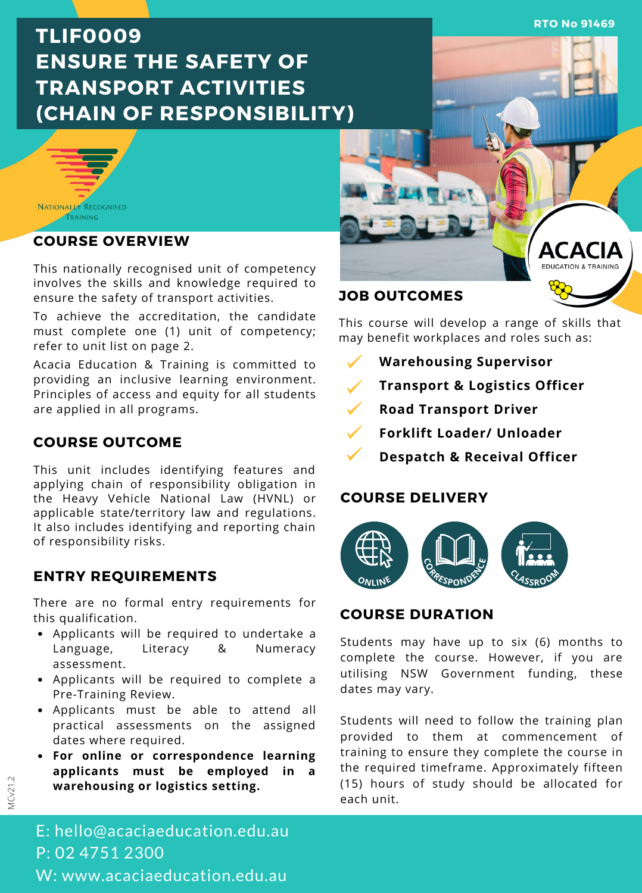RTO No 91469

# TLIF0009 ENSURE THE SAFETY OF TRANSPORT ACTIVITIES (CHAIN OF RESPONSIBILITY)

NATIONALLY RECOGNISED TRAINING

## COURSE OVERVIEW

This nationally recognised unit of competency involves the skills and knowledge required to ensure the safety of transport activities.

To achieve the accreditation, the candidate must complete one (1) unit of competency; refer to unit list on page 2.

Acacia Education & Training is committed to providing an inclusive learning environment. Principles of access and equity for all students are applied in all programs.

## COURSE OUTCOME

This unit includes identifying features and applying chain of responsibility obligation in the Heavy Vehicle National Law (HVNL) or applicable state/territory law and regulations. It also includes identifying and reporting chain of responsibility risks.

## ENTRY REQUIREMENTS

There are no formal entry requirements for this qualification.

- Applicants will be required to undertake a Language, Literacy & Numeracy assessment.
- Applicants will be required to complete a Pre-Training Review.
- Applicants must be able to attend all practical assessments on the assigned dates where required.
- **For online or correspondence learning applicants must be employed in a warehousing or logistics setting.**

ACACIA EDUCATION & TRAINING

## JOB OUTCOMES

This course will develop a range of skills that may benefit workplaces and roles such as:

- **Warehousing Supervisor**
- **Transport & Logistics Officer**
- **Road Transport Driver**
- **Forklift Loader/ Unloader**
- **Despatch & Receival Officer**

## COURSE DELIVERY

ONLINE

CORRESPONDENCE

CLASSROOM

## COURSE DURATION

Students may have up to six (6) months to complete the course. However, if you are utilising NSW Government funding, these dates may vary.

Students will need to follow the training plan provided to them at commencement of training to ensure they complete the course in the required timeframe. Approximately fifteen (15) hours of study should be allocated for each unit.

MCv21.2

E: hello@acaciaeducation.edu.au
P: 02 4751 2300
W: www.acaciaeducation.edu.au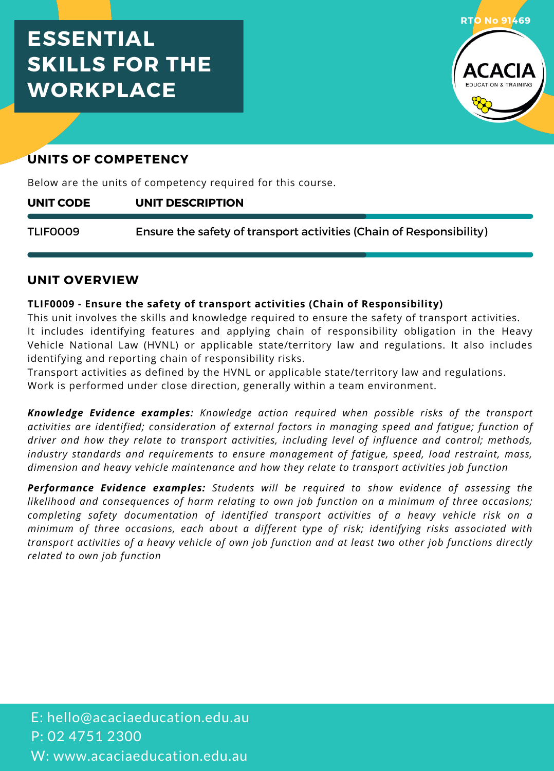# ESSENTIAL SKILLS FOR THE WORKPLACE

RTO No 91469

ACACIA
EDUCATION & TRAINING

## UNITS OF COMPETENCY

Below are the units of competency required for this course.

| UNIT CODE | UNIT DESCRIPTION |
|---|---|
| TLIF0009 | Ensure the safety of transport activities (Chain of Responsibility) |

## UNIT OVERVIEW

**TLIF0009 - Ensure the safety of transport activities (Chain of Responsibility)**
This unit involves the skills and knowledge required to ensure the safety of transport activities. It includes identifying features and applying chain of responsibility obligation in the Heavy Vehicle National Law (HVNL) or applicable state/territory law and regulations. It also includes identifying and reporting chain of responsibility risks.
Transport activities as defined by the HVNL or applicable state/territory law and regulations.
Work is performed under close direction, generally within a team environment.

***Knowledge Evidence examples:*** *Knowledge action required when possible risks of the transport activities are identified; consideration of external factors in managing speed and fatigue; function of driver and how they relate to transport activities, including level of influence and control; methods, industry standards and requirements to ensure management of fatigue, speed, load restraint, mass, dimension and heavy vehicle maintenance and how they relate to transport activities job function*

***Performance Evidence examples:*** *Students will be required to show evidence of assessing the likelihood and consequences of harm relating to own job function on a minimum of three occasions; completing safety documentation of identified transport activities of a heavy vehicle risk on a minimum of three occasions, each about a different type of risk; identifying risks associated with transport activities of a heavy vehicle of own job function and at least two other job functions directly related to own job function*

E: hello@acaciaeducation.edu.au
P: 02 4751 2300
W: www.acaciaeducation.edu.au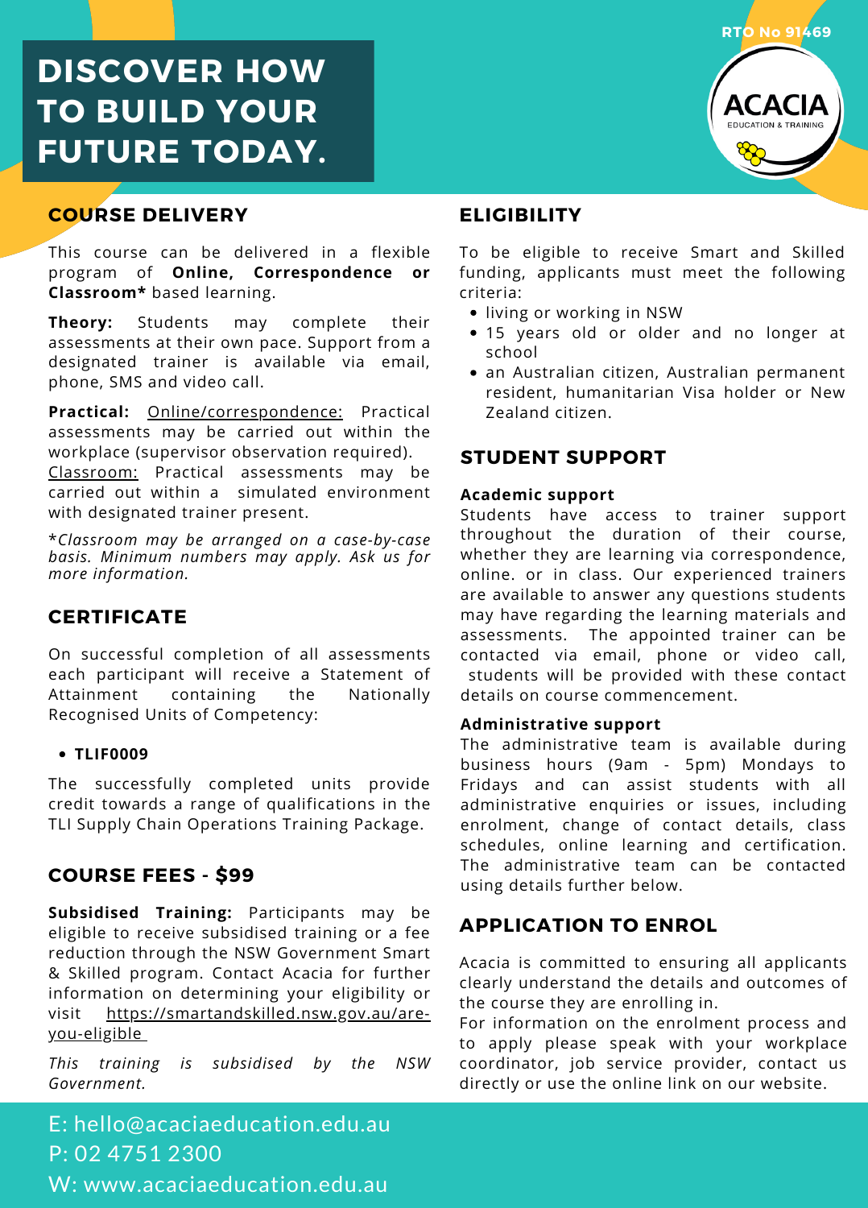# DISCOVER HOW TO BUILD YOUR FUTURE TODAY.

RTO No 91469

ACACIA EDUCATION & TRAINING

## COURSE DELIVERY

This course can be delivered in a flexible program of **Online, Correspondence or Classroom*** based learning.

**Theory:** Students may complete their assessments at their own pace. Support from a designated trainer is available via email, phone, SMS and video call.

**Practical:** Online/correspondence: Practical assessments may be carried out within the workplace (supervisor observation required).
Classroom: Practical assessments may be carried out within a simulated environment with designated trainer present.

*\*Classroom may be arranged on a case-by-case basis. Minimum numbers may apply. Ask us for more information.*

## CERTIFICATE

On successful completion of all assessments each participant will receive a Statement of Attainment containing the Nationally Recognised Units of Competency:

- **TLIF0009**

The successfully completed units provide credit towards a range of qualifications in the TLI Supply Chain Operations Training Package.

## COURSE FEES - $99

**Subsidised Training:** Participants may be eligible to receive subsidised training or a fee reduction through the NSW Government Smart & Skilled program. Contact Acacia for further information on determining your eligibility or visit https://smartandskilled.nsw.gov.au/are-you-eligible

*This training is subsidised by the NSW Government.*

## ELIGIBILITY

To be eligible to receive Smart and Skilled funding, applicants must meet the following criteria:

- living or working in NSW
- 15 years old or older and no longer at school
- an Australian citizen, Australian permanent resident, humanitarian Visa holder or New Zealand citizen.

## STUDENT SUPPORT

**Academic support**
Students have access to trainer support throughout the duration of their course, whether they are learning via correspondence, online. or in class. Our experienced trainers are available to answer any questions students may have regarding the learning materials and assessments. The appointed trainer can be contacted via email, phone or video call, students will be provided with these contact details on course commencement.

**Administrative support**
The administrative team is available during business hours (9am - 5pm) Mondays to Fridays and can assist students with all administrative enquiries or issues, including enrolment, change of contact details, class schedules, online learning and certification. The administrative team can be contacted using details further below.

## APPLICATION TO ENROL

Acacia is committed to ensuring all applicants clearly understand the details and outcomes of the course they are enrolling in.
For information on the enrolment process and to apply please speak with your workplace coordinator, job service provider, contact us directly or use the online link on our website.

E: hello@acaciaeducation.edu.au
P: 02 4751 2300
W: www.acaciaeducation.edu.au